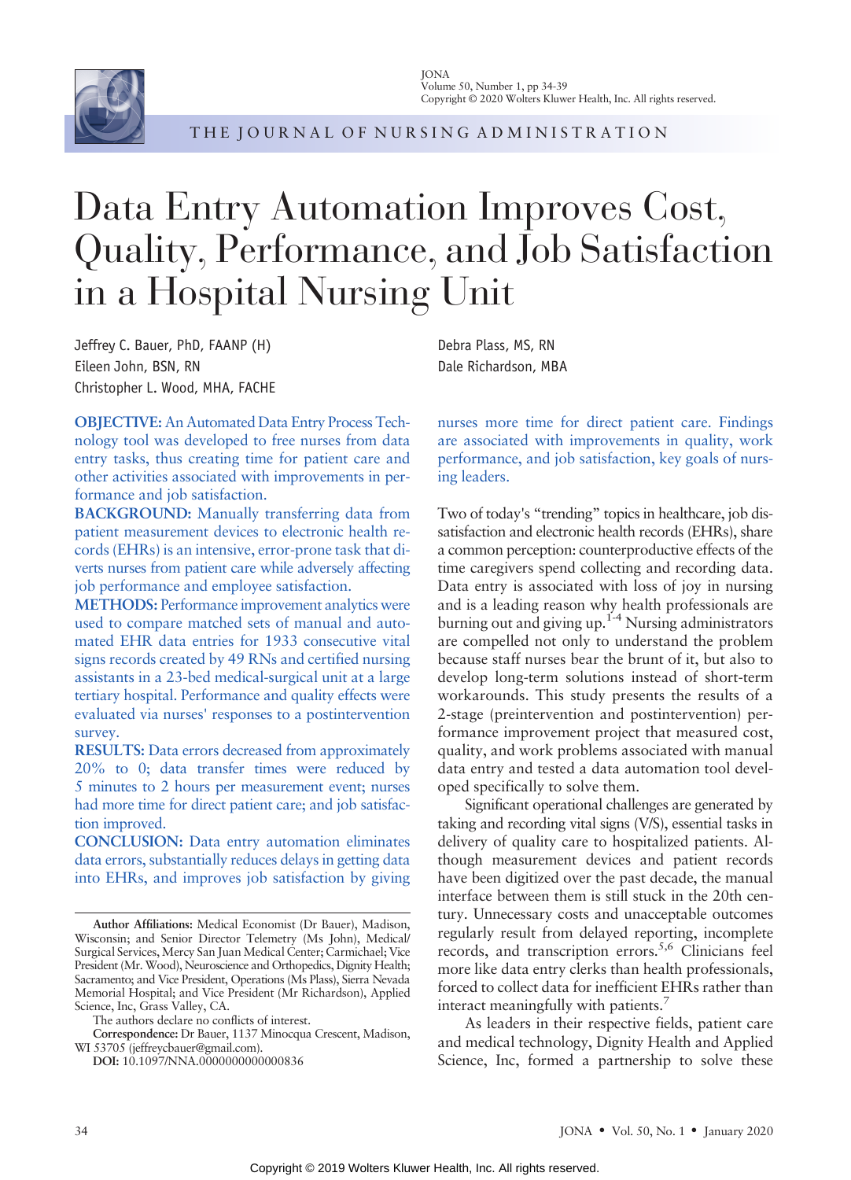# Data Entry Automation Improves Cost, Quality, Performance, and Job Satisfaction in a Hospital Nursing Unit

Jeffrey C. Bauer, PhD, FAANP (H)
Eileen John, BSN, RN
Christopher L. Wood, MHA, FACHE
Debra Plass, MS, RN
Dale Richardson, MBA

**OBJECTIVE:** An Automated Data Entry Process Technology tool was developed to free nurses from data entry tasks, thus creating time for patient care and other activities associated with improvements in performance and job satisfaction.

**BACKGROUND:** Manually transferring data from patient measurement devices to electronic health records (EHRs) is an intensive, error-prone task that diverts nurses from patient care while adversely affecting job performance and employee satisfaction.

**METHODS:** Performance improvement analytics were used to compare matched sets of manual and automated EHR data entries for 1933 consecutive vital signs records created by 49 RNs and certified nursing assistants in a 23-bed medical-surgical unit at a large tertiary hospital. Performance and quality effects were evaluated via nurses' responses to a postintervention survey.

**RESULTS:** Data errors decreased from approximately 20% to 0; data transfer times were reduced by 5 minutes to 2 hours per measurement event; nurses had more time for direct patient care; and job satisfaction improved.

**CONCLUSION:** Data entry automation eliminates data errors, substantially reduces delays in getting data into EHRs, and improves job satisfaction by giving nurses more time for direct patient care. Findings are associated with improvements in quality, work performance, and job satisfaction, key goals of nursing leaders.

Two of today's "trending" topics in healthcare, job dissatisfaction and electronic health records (EHRs), share a common perception: counterproductive effects of the time caregivers spend collecting and recording data. Data entry is associated with loss of joy in nursing and is a leading reason why health professionals are burning out and giving up.[1-4] Nursing administrators are compelled not only to understand the problem because staff nurses bear the brunt of it, but also to develop long-term solutions instead of short-term workarounds. This study presents the results of a 2-stage (preintervention and postintervention) performance improvement project that measured cost, quality, and work problems associated with manual data entry and tested a data automation tool developed specifically to solve them.

Significant operational challenges are generated by taking and recording vital signs (V/S), essential tasks in delivery of quality care to hospitalized patients. Although measurement devices and patient records have been digitized over the past decade, the manual interface between them is still stuck in the 20th century. Unnecessary costs and unacceptable outcomes regularly result from delayed reporting, incomplete records, and transcription errors.[5,6] Clinicians feel more like data entry clerks than health professionals, forced to collect data for inefficient EHRs rather than interact meaningfully with patients.[7]

As leaders in their respective fields, patient care and medical technology, Dignity Health and Applied Science, Inc, formed a partnership to solve these

**Author Affiliations:** Medical Economist (Dr Bauer), Madison, Wisconsin; and Senior Director Telemetry (Ms John), Medical/Surgical Services, Mercy San Juan Medical Center; Carmichael; Vice President (Mr. Wood), Neuroscience and Orthopedics, Dignity Health; Sacramento; and Vice President, Operations (Ms Plass), Sierra Nevada Memorial Hospital; and Vice President (Mr Richardson), Applied Science, Inc, Grass Valley, CA.

The authors declare no conflicts of interest.

**Correspondence:** Dr Bauer, 1137 Minocqua Crescent, Madison, WI 53705 (jeffreycbauer@gmail.com).

**DOI:** 10.1097/NNA.0000000000000836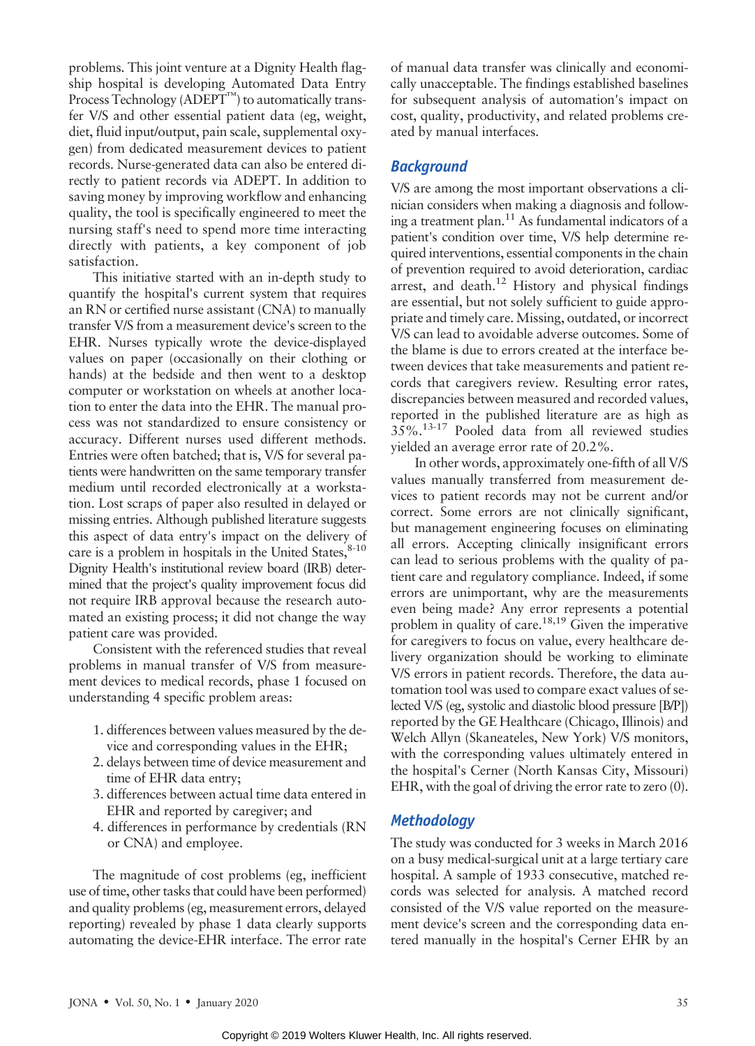problems. This joint venture at a Dignity Health flagship hospital is developing Automated Data Entry Process Technology (ADEPT™) to automatically transfer V/S and other essential patient data (eg, weight, diet, fluid input/output, pain scale, supplemental oxygen) from dedicated measurement devices to patient records. Nurse-generated data can also be entered directly to patient records via ADEPT. In addition to saving money by improving workflow and enhancing quality, the tool is specifically engineered to meet the nursing staff's need to spend more time interacting directly with patients, a key component of job satisfaction.

This initiative started with an in-depth study to quantify the hospital's current system that requires an RN or certified nurse assistant (CNA) to manually transfer V/S from a measurement device's screen to the EHR. Nurses typically wrote the device-displayed values on paper (occasionally on their clothing or hands) at the bedside and then went to a desktop computer or workstation on wheels at another location to enter the data into the EHR. The manual process was not standardized to ensure consistency or accuracy. Different nurses used different methods. Entries were often batched; that is, V/S for several patients were handwritten on the same temporary transfer medium until recorded electronically at a workstation. Lost scraps of paper also resulted in delayed or missing entries. Although published literature suggests this aspect of data entry's impact on the delivery of care is a problem in hospitals in the United States,[8-10] Dignity Health's institutional review board (IRB) determined that the project's quality improvement focus did not require IRB approval because the research automated an existing process; it did not change the way patient care was provided.

Consistent with the referenced studies that reveal problems in manual transfer of V/S from measurement devices to medical records, phase 1 focused on understanding 4 specific problem areas:

1. differences between values measured by the device and corresponding values in the EHR;
2. delays between time of device measurement and time of EHR data entry;
3. differences between actual time data entered in EHR and reported by caregiver; and
4. differences in performance by credentials (RN or CNA) and employee.

The magnitude of cost problems (eg, inefficient use of time, other tasks that could have been performed) and quality problems (eg, measurement errors, delayed reporting) revealed by phase 1 data clearly supports automating the device-EHR interface. The error rate of manual data transfer was clinically and economically unacceptable. The findings established baselines for subsequent analysis of automation's impact on cost, quality, productivity, and related problems created by manual interfaces.

## Background

V/S are among the most important observations a clinician considers when making a diagnosis and following a treatment plan.[11] As fundamental indicators of a patient's condition over time, V/S help determine required interventions, essential components in the chain of prevention required to avoid deterioration, cardiac arrest, and death.[12] History and physical findings are essential, but not solely sufficient to guide appropriate and timely care. Missing, outdated, or incorrect V/S can lead to avoidable adverse outcomes. Some of the blame is due to errors created at the interface between devices that take measurements and patient records that caregivers review. Resulting error rates, discrepancies between measured and recorded values, reported in the published literature are as high as 35%.[13-17] Pooled data from all reviewed studies yielded an average error rate of 20.2%.

In other words, approximately one-fifth of all V/S values manually transferred from measurement devices to patient records may not be current and/or correct. Some errors are not clinically significant, but management engineering focuses on eliminating all errors. Accepting clinically insignificant errors can lead to serious problems with the quality of patient care and regulatory compliance. Indeed, if some errors are unimportant, why are the measurements even being made? Any error represents a potential problem in quality of care.[18,19] Given the imperative for caregivers to focus on value, every healthcare delivery organization should be working to eliminate V/S errors in patient records. Therefore, the data automation tool was used to compare exact values of selected V/S (eg, systolic and diastolic blood pressure [B/P]) reported by the GE Healthcare (Chicago, Illinois) and Welch Allyn (Skaneateles, New York) V/S monitors, with the corresponding values ultimately entered in the hospital's Cerner (North Kansas City, Missouri) EHR, with the goal of driving the error rate to zero (0).

## Methodology

The study was conducted for 3 weeks in March 2016 on a busy medical-surgical unit at a large tertiary care hospital. A sample of 1933 consecutive, matched records was selected for analysis. A matched record consisted of the V/S value reported on the measurement device's screen and the corresponding data entered manually in the hospital's Cerner EHR by an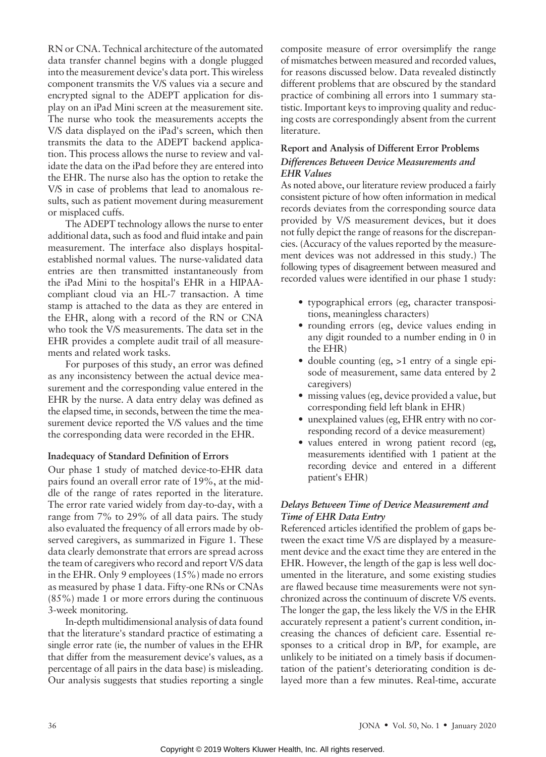RN or CNA. Technical architecture of the automated data transfer channel begins with a dongle plugged into the measurement device's data port. This wireless component transmits the V/S values via a secure and encrypted signal to the ADEPT application for display on an iPad Mini screen at the measurement site. The nurse who took the measurements accepts the V/S data displayed on the iPad's screen, which then transmits the data to the ADEPT backend application. This process allows the nurse to review and validate the data on the iPad before they are entered into the EHR. The nurse also has the option to retake the V/S in case of problems that lead to anomalous results, such as patient movement during measurement or misplaced cuffs.

The ADEPT technology allows the nurse to enter additional data, such as food and fluid intake and pain measurement. The interface also displays hospital-established normal values. The nurse-validated data entries are then transmitted instantaneously from the iPad Mini to the hospital's EHR in a HIPAA-compliant cloud via an HL-7 transaction. A time stamp is attached to the data as they are entered in the EHR, along with a record of the RN or CNA who took the V/S measurements. The data set in the EHR provides a complete audit trail of all measurements and related work tasks.

For purposes of this study, an error was defined as any inconsistency between the actual device measurement and the corresponding value entered in the EHR by the nurse. A data entry delay was defined as the elapsed time, in seconds, between the time the measurement device reported the V/S values and the time the corresponding data were recorded in the EHR.

### Inadequacy of Standard Definition of Errors

Our phase 1 study of matched device-to-EHR data pairs found an overall error rate of 19%, at the middle of the range of rates reported in the literature. The error rate varied widely from day-to-day, with a range from 7% to 29% of all data pairs. The study also evaluated the frequency of all errors made by observed caregivers, as summarized in Figure 1. These data clearly demonstrate that errors are spread across the team of caregivers who record and report V/S data in the EHR. Only 9 employees (15%) made no errors as measured by phase 1 data. Fifty-one RNs or CNAs (85%) made 1 or more errors during the continuous 3-week monitoring.

In-depth multidimensional analysis of data found that the literature's standard practice of estimating a single error rate (ie, the number of values in the EHR that differ from the measurement device's values, as a percentage of all pairs in the data base) is misleading. Our analysis suggests that studies reporting a single composite measure of error oversimplify the range of mismatches between measured and recorded values, for reasons discussed below. Data revealed distinctly different problems that are obscured by the standard practice of combining all errors into 1 summary statistic. Important keys to improving quality and reducing costs are correspondingly absent from the current literature.

### Report and Analysis of Different Error Problems

#### *Differences Between Device Measurements and EHR Values*

As noted above, our literature review produced a fairly consistent picture of how often information in medical records deviates from the corresponding source data provided by V/S measurement devices, but it does not fully depict the range of reasons for the discrepancies. (Accuracy of the values reported by the measurement devices was not addressed in this study.) The following types of disagreement between measured and recorded values were identified in our phase 1 study:

- typographical errors (eg, character transpositions, meaningless characters)
- rounding errors (eg, device values ending in any digit rounded to a number ending in 0 in the EHR)
- double counting (eg, >1 entry of a single episode of measurement, same data entered by 2 caregivers)
- missing values (eg, device provided a value, but corresponding field left blank in EHR)
- unexplained values (eg, EHR entry with no corresponding record of a device measurement)
- values entered in wrong patient record (eg, measurements identified with 1 patient at the recording device and entered in a different patient's EHR)

#### *Delays Between Time of Device Measurement and Time of EHR Data Entry*

Referenced articles identified the problem of gaps between the exact time V/S are displayed by a measurement device and the exact time they are entered in the EHR. However, the length of the gap is less well documented in the literature, and some existing studies are flawed because time measurements were not synchronized across the continuum of discrete V/S events. The longer the gap, the less likely the V/S in the EHR accurately represent a patient's current condition, increasing the chances of deficient care. Essential responses to a critical drop in B/P, for example, are unlikely to be initiated on a timely basis if documentation of the patient's deteriorating condition is delayed more than a few minutes. Real-time, accurate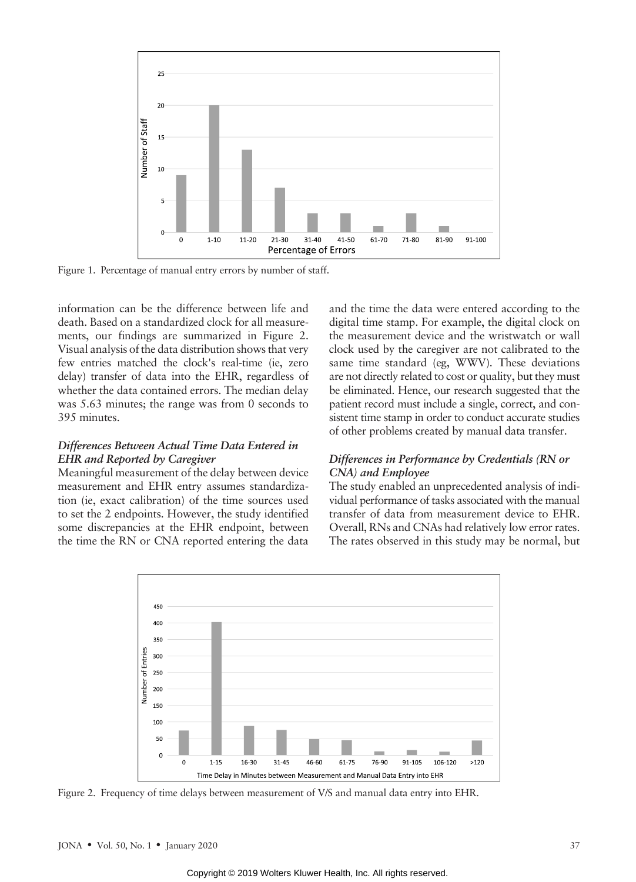Figure 1. Percentage of manual entry errors by number of staff.

information can be the difference between life and death. Based on a standardized clock for all measurements, our findings are summarized in Figure 2. Visual analysis of the data distribution shows that very few entries matched the clock's real-time (ie, zero delay) transfer of data into the EHR, regardless of whether the data contained errors. The median delay was 5.63 minutes; the range was from 0 seconds to 395 minutes.

### *Differences Between Actual Time Data Entered in EHR and Reported by Caregiver*

Meaningful measurement of the delay between device measurement and EHR entry assumes standardization (ie, exact calibration) of the time sources used to set the 2 endpoints. However, the study identified some discrepancies at the EHR endpoint, between the time the RN or CNA reported entering the data and the time the data were entered according to the digital time stamp. For example, the digital clock on the measurement device and the wristwatch or wall clock used by the caregiver are not calibrated to the same time standard (eg, WWV). These deviations are not directly related to cost or quality, but they must be eliminated. Hence, our research suggested that the patient record must include a single, correct, and consistent time stamp in order to conduct accurate studies of other problems created by manual data transfer.

### *Differences in Performance by Credentials (RN or CNA) and Employee*

The study enabled an unprecedented analysis of individual performance of tasks associated with the manual transfer of data from measurement device to EHR. Overall, RNs and CNAs had relatively low error rates. The rates observed in this study may be normal, but

Figure 2. Frequency of time delays between measurement of V/S and manual data entry into EHR.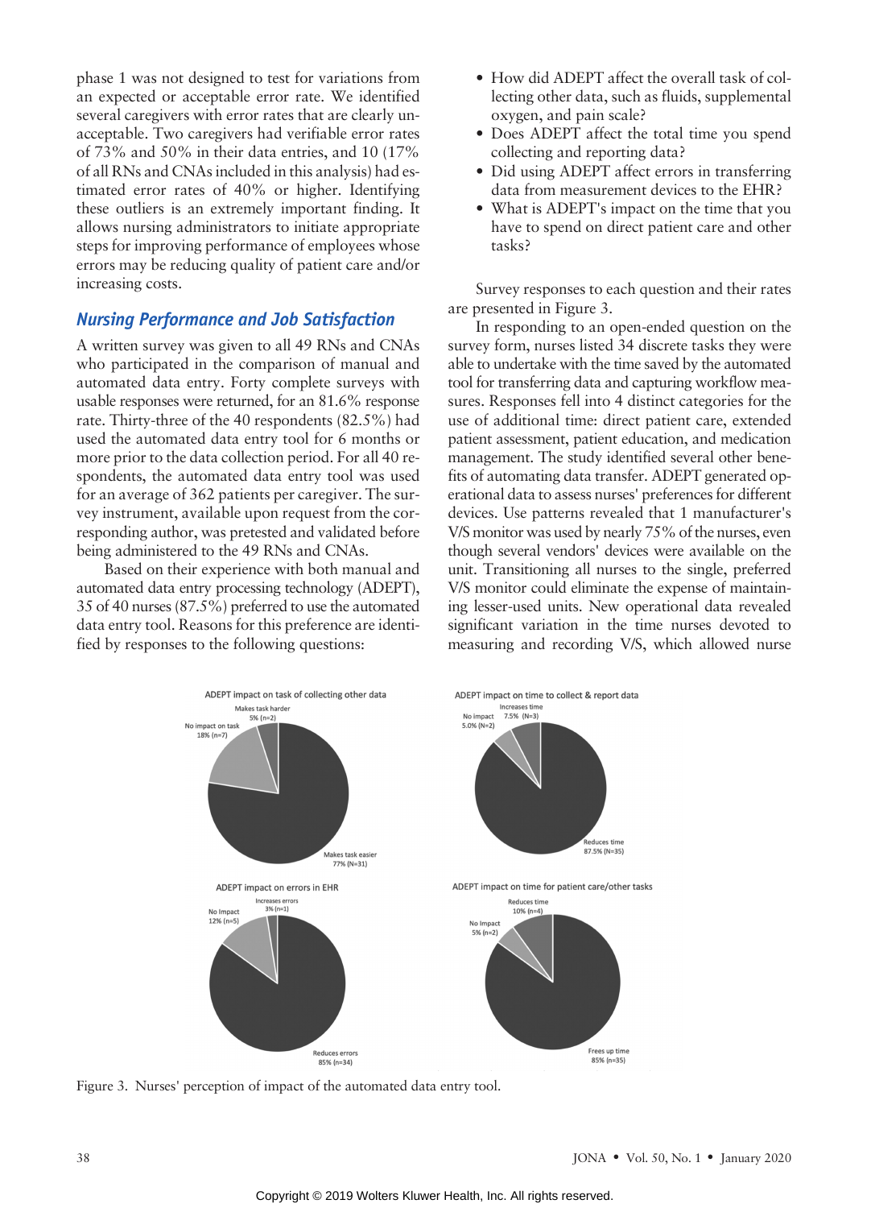phase 1 was not designed to test for variations from an expected or acceptable error rate. We identified several caregivers with error rates that are clearly unacceptable. Two caregivers had verifiable error rates of 73% and 50% in their data entries, and 10 (17% of all RNs and CNAs included in this analysis) had estimated error rates of 40% or higher. Identifying these outliers is an extremely important finding. It allows nursing administrators to initiate appropriate steps for improving performance of employees whose errors may be reducing quality of patient care and/or increasing costs.

## Nursing Performance and Job Satisfaction

A written survey was given to all 49 RNs and CNAs who participated in the comparison of manual and automated data entry. Forty complete surveys with usable responses were returned, for an 81.6% response rate. Thirty-three of the 40 respondents (82.5%) had used the automated data entry tool for 6 months or more prior to the data collection period. For all 40 respondents, the automated data entry tool was used for an average of 362 patients per caregiver. The survey instrument, available upon request from the corresponding author, was pretested and validated before being administered to the 49 RNs and CNAs.

Based on their experience with both manual and automated data entry processing technology (ADEPT), 35 of 40 nurses (87.5%) preferred to use the automated data entry tool. Reasons for this preference are identified by responses to the following questions:

- How did ADEPT affect the overall task of collecting other data, such as fluids, supplemental oxygen, and pain scale?
- Does ADEPT affect the total time you spend collecting and reporting data?
- Did using ADEPT affect errors in transferring data from measurement devices to the EHR?
- What is ADEPT's impact on the time that you have to spend on direct patient care and other tasks?

Survey responses to each question and their rates are presented in Figure 3.

In responding to an open-ended question on the survey form, nurses listed 34 discrete tasks they were able to undertake with the time saved by the automated tool for transferring data and capturing workflow measures. Responses fell into 4 distinct categories for the use of additional time: direct patient care, extended patient assessment, patient education, and medication management. The study identified several other benefits of automating data transfer. ADEPT generated operational data to assess nurses' preferences for different devices. Use patterns revealed that 1 manufacturer's V/S monitor was used by nearly 75% of the nurses, even though several vendors' devices were available on the unit. Transitioning all nurses to the single, preferred V/S monitor could eliminate the expense of maintaining lesser-used units. New operational data revealed significant variation in the time nurses devoted to measuring and recording V/S, which allowed nurse

ADEPT impact on task of collecting other data: Makes task easier 77% (N=31); No impact on task 18% (n=7); Makes task harder 5% (n=2)

ADEPT impact on time to collect & report data: Reduces time 87.5% (N=35); No impact 5.0% (N=2); Increases time 7.5% (N=3)

ADEPT impact on errors in EHR: Reduces errors 85% (n=34); No Impact 12% (n=5); Increases errors 3% (n=1)

ADEPT impact on time for patient care/other tasks: Frees up time 85% (n=35); No Impact 5% (n=2); Reduces time 10% (n=4)

Figure 3. Nurses' perception of impact of the automated data entry tool.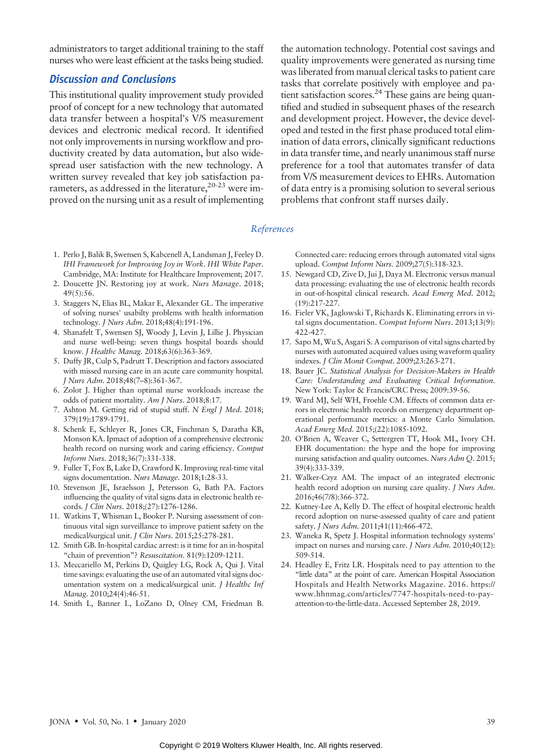administrators to target additional training to the staff nurses who were least efficient at the tasks being studied.

## Discussion and Conclusions

This institutional quality improvement study provided proof of concept for a new technology that automated data transfer between a hospital's V/S measurement devices and electronic medical record. It identified not only improvements in nursing workflow and productivity created by data automation, but also widespread user satisfaction with the new technology. A written survey revealed that key job satisfaction parameters, as addressed in the literature,[20-23] were improved on the nursing unit as a result of implementing the automation technology. Potential cost savings and quality improvements were generated as nursing time was liberated from manual clerical tasks to patient care tasks that correlate positively with employee and patient satisfaction scores.[24] These gains are being quantified and studied in subsequent phases of the research and development project. However, the device developed and tested in the first phase produced total elimination of data errors, clinically significant reductions in data transfer time, and nearly unanimous staff nurse preference for a tool that automates transfer of data from V/S measurement devices to EHRs. Automation of data entry is a promising solution to several serious problems that confront staff nurses daily.

## References

1. Perlo J, Balik B, Swensen S, Kabcenell A, Landsman J, Feeley D. *IHI Framework for Improving Joy in Work. IHI White Paper*. Cambridge, MA: Institute for Healthcare Improvement; 2017.
2. Doucette JN. Restoring joy at work. *Nurs Manage*. 2018; 49(5):56.
3. Staggers N, Elias BL, Makar E, Alexander GL. The imperative of solving nurses' usabilty problems with health information technology. *J Nurs Adm*. 2018;48(4):191-196.
4. Shanafelt T, Swensen SJ, Woody J, Levin J, Lillie J. Physician and nurse well-being: seven things hospital boards should know. *J Healthc Manag*. 2018;63(6):363-369.
5. Duffy JR, Culp S, Padrutt T. Description and factors associated with missed nursing care in an acute care community hospital. *J Nurs Adm*. 2018;48(7–8):361-367.
6. Zolot J. Higher than optimal nurse workloads increase the odds of patient mortality. *Am J Nurs*. 2018;8:17.
7. Ashton M. Getting rid of stupid stuff. *N Engl J Med*. 2018; 379(19):1789-1791.
8. Schenk E, Schleyer R, Jones CR, Finchman S, Daratha KB, Monson KA. Ipmact of adoption of a comprehensive electronic health record on nursing work and caring efficiency. *Comput Inform Nurs*. 2018;36(7):331-338.
9. Fuller T, Fox B, Lake D, Crawford K. Improving real-time vital signs documentation. *Nurs Manage*. 2018;1:28-33.
10. Stevenson JE, Israelsson J, Petersson G, Bath PA. Factors influencing the quality of vital signs data in electronic health records. *J Clin Nurs*. 2018;(27):1276-1286.
11. Watkins T, Whisman L, Booker P. Nursing assessment of continuous vital sign surveillance to improve patient safety on the medical/surgical unit. *J Clin Nurs*. 2015;25:278-281.
12. Smith GB. In-hospital cardiac arrest: is it time for an in-hospital "chain of prevention"? *Resuscitation*. 81(9):1209-1211.
13. Meccariello M, Perkins D, Quigley LG, Rock A, Qui J. Vital time savings: evaluating the use of an automated vital signs documentation system on a medical/surgical unit. *J Healthc Inf Manag*. 2010;24(4):46-51.
14. Smith L, Banner L, LoZano D, Olney CM, Friedman B. Connected care: reducing errors through automated vital signs upload. *Comput Inform Nurs*. 2009;27(5):318-323.
15. Newgard CD, Zive D, Jui J, Daya M. Electronic versus manual data processing: evaluating the use of electronic health records in out-of-hospital clinical research. *Acad Emerg Med*. 2012; (19):217-227.
16. Fieler VK, Jaglowski T, Richards K. Eliminating errors in vital signs documentation. *Comput Inform Nurs*. 2013;13(9): 422-427.
17. Sapo M, Wu S, Asgari S. A comparison of vital signs charted by nurses with automated acquired values using waveform quality indexes. *J Clin Monit Comput*. 2009;23:263-271.
18. Bauer JC. *Statistical Analysis for Decision-Makers in Health Care: Understanding and Evaluating Critical Information*. New York: Taylor & Francis/CRC Press; 2009:39-56.
19. Ward MJ, Self WH, Froehle CM. Effects of common data errors in electronic health records on emergency department operational performance metrics: a Monte Carlo Simulation. *Acad Emerg Med*. 2015;(22):1085-1092.
20. O'Brien A, Weaver C, Settergren TT, Hook ML, Ivory CH. EHR documentation: the hype and the hope for improving nursing satisfaction and quality outcomes. *Nurs Adm Q*. 2015; 39(4):333-339.
21. Walker-Czyz AM. The impact of an integrated electronic health record adoption on nursing care quality. *J Nurs Adm*. 2016;46(7/8):366-372.
22. Kutney-Lee A, Kelly D. The effect of hospital electronic health record adoption on nurse-assessed quality of care and patient safety. *J Nurs Adm*. 2011;41(11):466-472.
23. Waneka R, Spetz J. Hospital information technology systems' impact on nurses and nursing care. *J Nurs Adm*. 2010;40(12): 509-514.
24. Headley A, Fritz LR. Hospitals need to pay attention to the "little data" at the point of care. American Hospital Association Hospitals and Health Networks Magazine. 2016. https://www.hhnmag.com/articles/7747-hospitals-need-to-pay-attention-to-the-little-data. Accessed September 28, 2019.